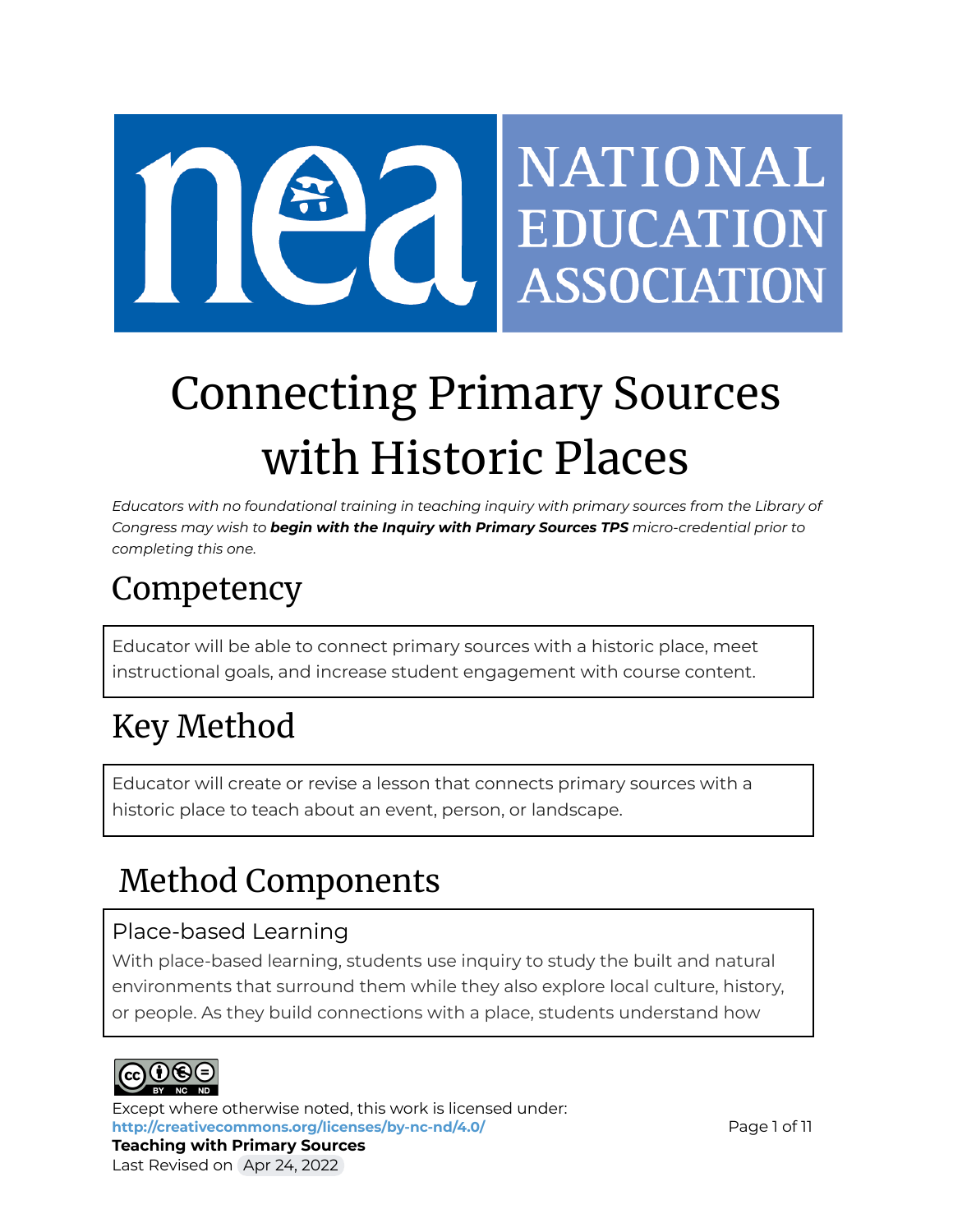# Connecting Primary Sources with Historic Places

*Educators with no foundational training in teaching inquiry with primary sources from the Library of Congress may wish to* ***begin with the Inquiry with Primary Sources TPS*** *micro-credential prior to completing this one.*

## Competency

Educator will be able to connect primary sources with a historic place, meet instructional goals, and increase student engagement with course content.

## Key Method

Educator will create or revise a lesson that connects primary sources with a historic place to teach about an event, person, or landscape.

## Method Components

### Place-based Learning

With place-based learning, students use inquiry to study the built and natural environments that surround them while they also explore local culture, history, or people. As they build connections with a place, students understand how

Except where otherwise noted, this work is licensed under:
**http://creativecommons.org/licenses/by-nc-nd/4.0/**
**Teaching with Primary Sources**
Last Revised on Apr 24, 2022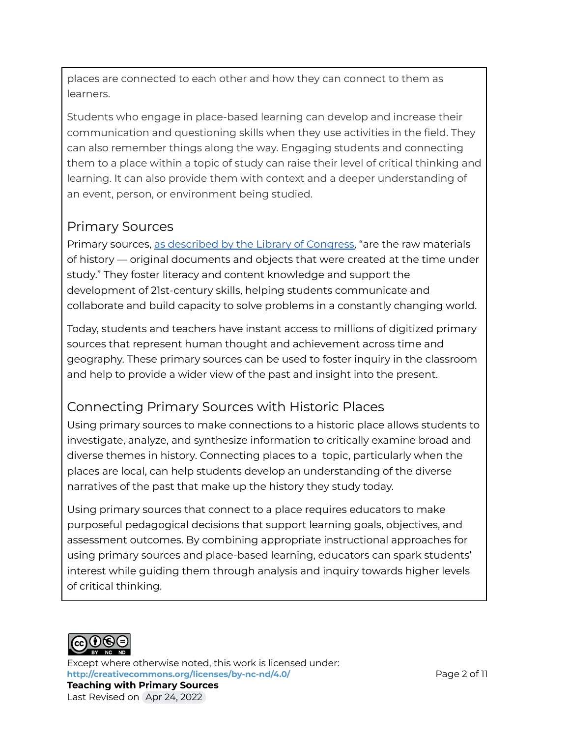places are connected to each other and how they can connect to them as learners.

Students who engage in place-based learning can develop and increase their communication and questioning skills when they use activities in the field. They can also remember things along the way. Engaging students and connecting them to a place within a topic of study can raise their level of critical thinking and learning. It can also provide them with context and a deeper understanding of an event, person, or environment being studied.

## Primary Sources

Primary sources, as described by the Library of Congress, "are the raw materials of history — original documents and objects that were created at the time under study." They foster literacy and content knowledge and support the development of 21st-century skills, helping students communicate and collaborate and build capacity to solve problems in a constantly changing world.

Today, students and teachers have instant access to millions of digitized primary sources that represent human thought and achievement across time and geography. These primary sources can be used to foster inquiry in the classroom and help to provide a wider view of the past and insight into the present.

## Connecting Primary Sources with Historic Places

Using primary sources to make connections to a historic place allows students to investigate, analyze, and synthesize information to critically examine broad and diverse themes in history. Connecting places to a topic, particularly when the places are local, can help students develop an understanding of the diverse narratives of the past that make up the history they study today.

Using primary sources that connect to a place requires educators to make purposeful pedagogical decisions that support learning goals, objectives, and assessment outcomes. By combining appropriate instructional approaches for using primary sources and place-based learning, educators can spark students' interest while guiding them through analysis and inquiry towards higher levels of critical thinking.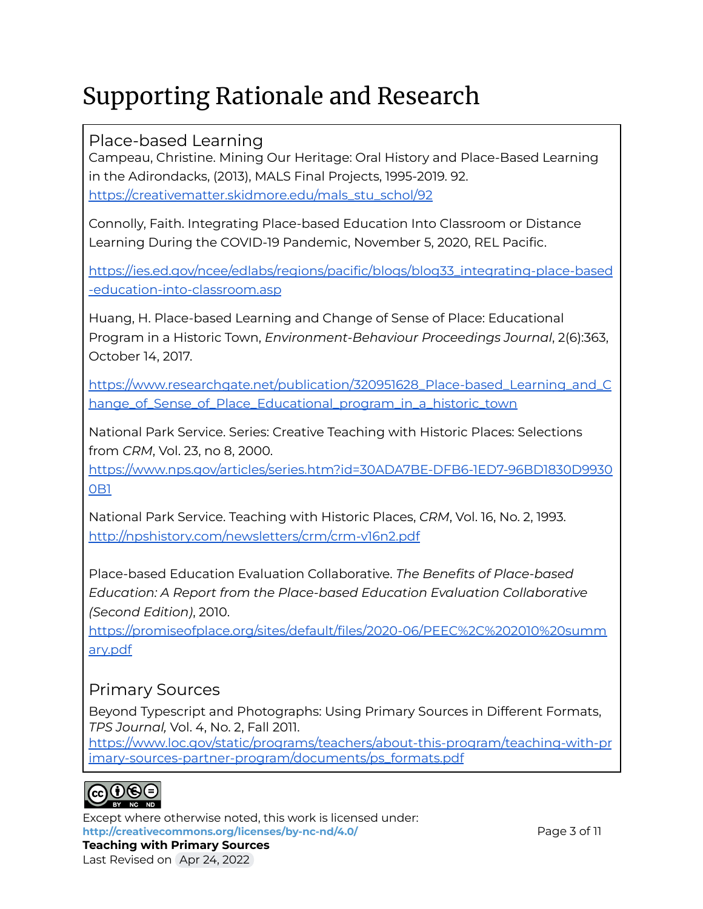# Supporting Rationale and Research

## Place-based Learning

Campeau, Christine. Mining Our Heritage: Oral History and Place-Based Learning in the Adirondacks, (2013), MALS Final Projects, 1995-2019. 92. https://creativematter.skidmore.edu/mals_stu_schol/92

Connolly, Faith. Integrating Place-based Education Into Classroom or Distance Learning During the COVID-19 Pandemic, November 5, 2020, REL Pacific.

https://ies.ed.gov/ncee/edlabs/regions/pacific/blogs/blog33_integrating-place-based-education-into-classroom.asp

Huang, H. Place-based Learning and Change of Sense of Place: Educational Program in a Historic Town, *Environment-Behaviour Proceedings Journal*, 2(6):363, October 14, 2017.

https://www.researchgate.net/publication/320951628_Place-based_Learning_and_Change_of_Sense_of_Place_Educational_program_in_a_historic_town

National Park Service. Series: Creative Teaching with Historic Places: Selections from *CRM*, Vol. 23, no 8, 2000. https://www.nps.gov/articles/series.htm?id=30ADA7BE-DFB6-1ED7-96BD1830D99300B1

National Park Service. Teaching with Historic Places, *CRM*, Vol. 16, No. 2, 1993. http://npshistory.com/newsletters/crm/crm-v16n2.pdf

Place-based Education Evaluation Collaborative. *The Benefits of Place-based Education: A Report from the Place-based Education Evaluation Collaborative (Second Edition)*, 2010. https://promiseofplace.org/sites/default/files/2020-06/PEEC%2C%202010%20summary.pdf

## Primary Sources

Beyond Typescript and Photographs: Using Primary Sources in Different Formats, *TPS Journal,* Vol. 4, No. 2, Fall 2011. https://www.loc.gov/static/programs/teachers/about-this-program/teaching-with-primary-sources-partner-program/documents/ps_formats.pdf

Except where otherwise noted, this work is licensed under: **http://creativecommons.org/licenses/by-nc-nd/4.0/**

**Teaching with Primary Sources**

Last Revised on Apr 24, 2022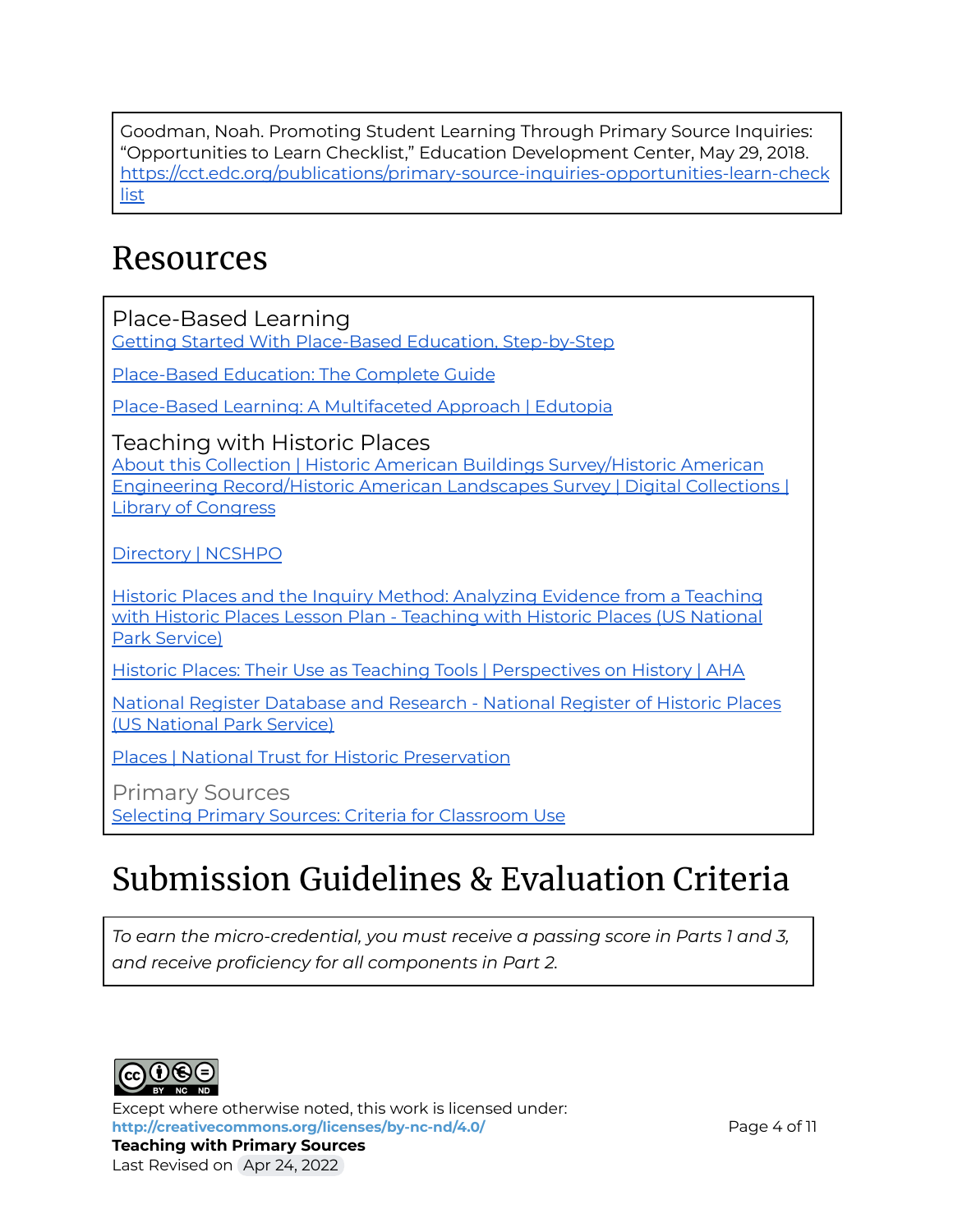Goodman, Noah. Promoting Student Learning Through Primary Source Inquiries: "Opportunities to Learn Checklist," Education Development Center, May 29, 2018. https://cct.edc.org/publications/primary-source-inquiries-opportunities-learn-checklist

# Resources

### Place-Based Learning

Getting Started With Place-Based Education, Step-by-Step

Place-Based Education: The Complete Guide

Place-Based Learning: A Multifaceted Approach | Edutopia

### Teaching with Historic Places

About this Collection | Historic American Buildings Survey/Historic American Engineering Record/Historic American Landscapes Survey | Digital Collections | Library of Congress

Directory | NCSHPO

Historic Places and the Inquiry Method: Analyzing Evidence from a Teaching with Historic Places Lesson Plan - Teaching with Historic Places (US National Park Service)

Historic Places: Their Use as Teaching Tools | Perspectives on History | AHA

National Register Database and Research - National Register of Historic Places (US National Park Service)

Places | National Trust for Historic Preservation

### Primary Sources

Selecting Primary Sources: Criteria for Classroom Use

# Submission Guidelines & Evaluation Criteria

*To earn the micro-credential, you must receive a passing score in Parts 1 and 3, and receive proficiency for all components in Part 2.*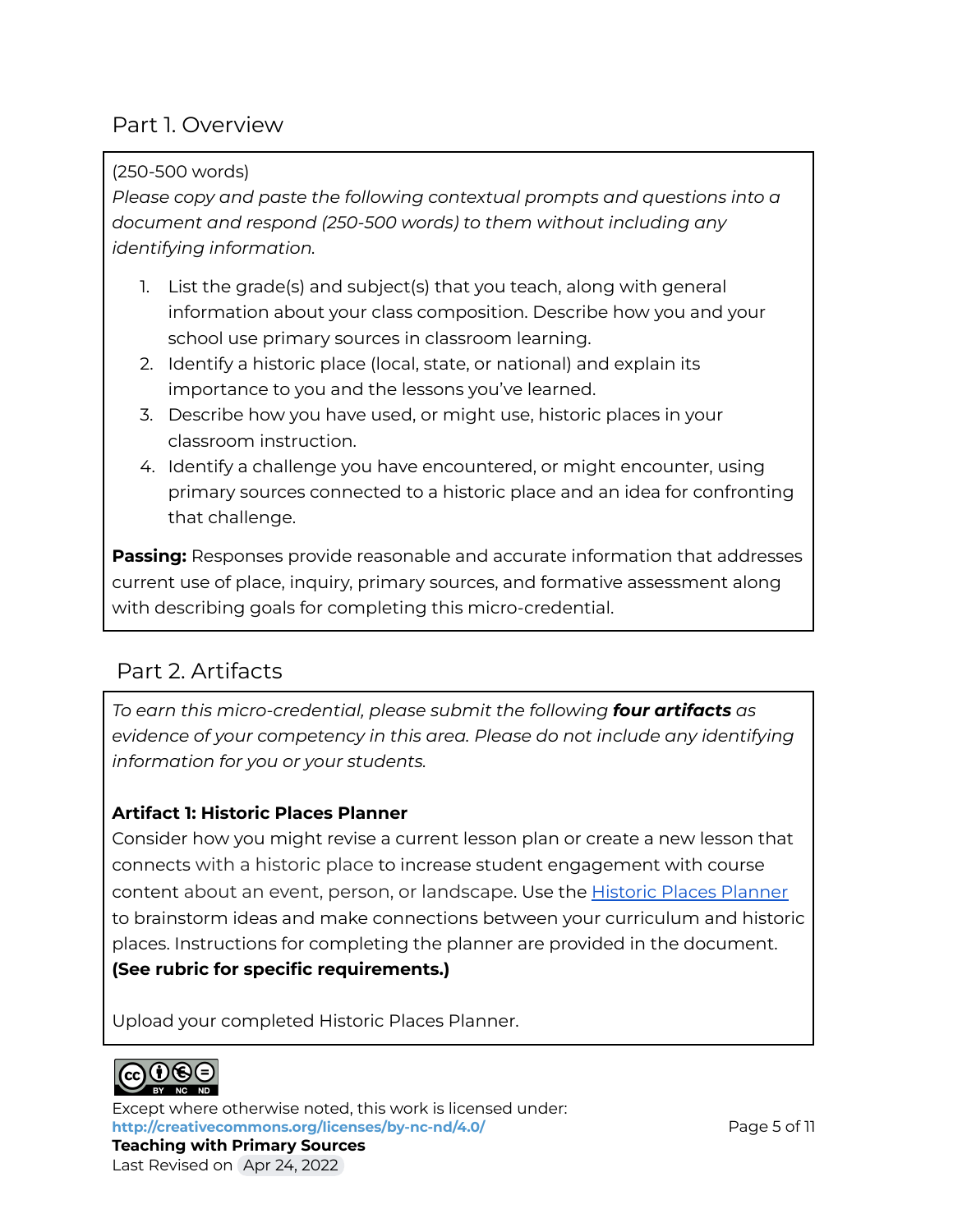## Part 1. Overview

(250-500 words)

*Please copy and paste the following contextual prompts and questions into a document and respond (250-500 words) to them without including any identifying information.*

1. List the grade(s) and subject(s) that you teach, along with general information about your class composition. Describe how you and your school use primary sources in classroom learning.
2. Identify a historic place (local, state, or national) and explain its importance to you and the lessons you've learned.
3. Describe how you have used, or might use, historic places in your classroom instruction.
4. Identify a challenge you have encountered, or might encounter, using primary sources connected to a historic place and an idea for confronting that challenge.

**Passing:** Responses provide reasonable and accurate information that addresses current use of place, inquiry, primary sources, and formative assessment along with describing goals for completing this micro-credential.

## Part 2. Artifacts

*To earn this micro-credential, please submit the following* ***four artifacts*** *as evidence of your competency in this area. Please do not include any identifying information for you or your students.*

**Artifact 1: Historic Places Planner**

Consider how you might revise a current lesson plan or create a new lesson that connects with a historic place to increase student engagement with course content about an event, person, or landscape. Use the Historic Places Planner to brainstorm ideas and make connections between your curriculum and historic places. Instructions for completing the planner are provided in the document. **(See rubric for specific requirements.)**

Upload your completed Historic Places Planner.

Except where otherwise noted, this work is licensed under: **http://creativecommons.org/licenses/by-nc-nd/4.0/**

**Teaching with Primary Sources**

Last Revised on Apr 24, 2022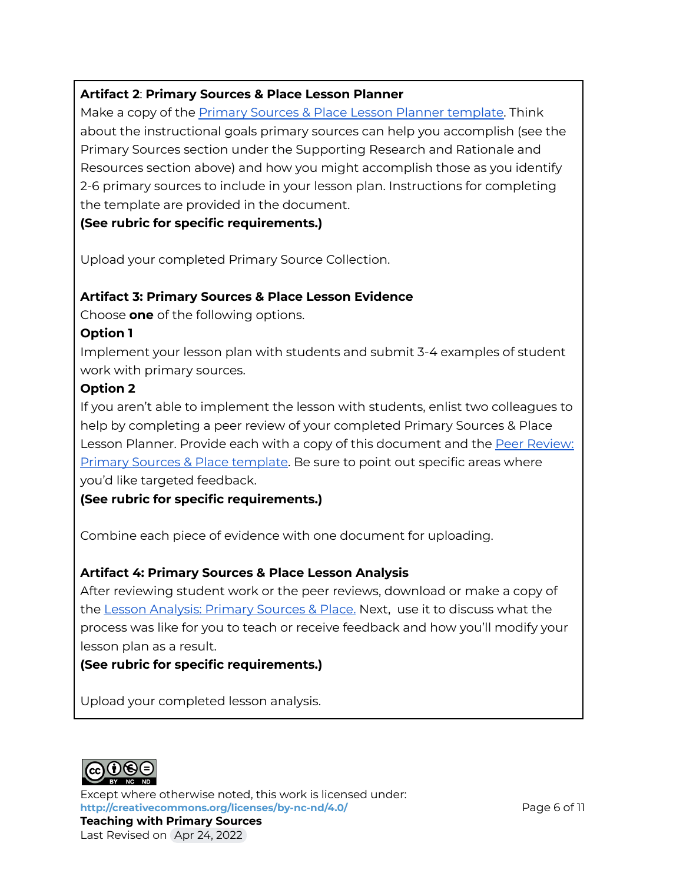**Artifact 2**: **Primary Sources & Place Lesson Planner**
Make a copy of the Primary Sources & Place Lesson Planner template. Think about the instructional goals primary sources can help you accomplish (see the Primary Sources section under the Supporting Research and Rationale and Resources section above) and how you might accomplish those as you identify 2-6 primary sources to include in your lesson plan. Instructions for completing the template are provided in the document.
**(See rubric for specific requirements.)**

Upload your completed Primary Source Collection.

**Artifact 3: Primary Sources & Place Lesson Evidence**
Choose **one** of the following options.
**Option 1**
Implement your lesson plan with students and submit 3-4 examples of student work with primary sources.
**Option 2**
If you aren't able to implement the lesson with students, enlist two colleagues to help by completing a peer review of your completed Primary Sources & Place Lesson Planner. Provide each with a copy of this document and the Peer Review: Primary Sources & Place template. Be sure to point out specific areas where you'd like targeted feedback.
**(See rubric for specific requirements.)**

Combine each piece of evidence with one document for uploading.

**Artifact 4: Primary Sources & Place Lesson Analysis**
After reviewing student work or the peer reviews, download or make a copy of the Lesson Analysis: Primary Sources & Place. Next, use it to discuss what the process was like for you to teach or receive feedback and how you'll modify your lesson plan as a result.
**(See rubric for specific requirements.)**

Upload your completed lesson analysis.

Except where otherwise noted, this work is licensed under:
**http://creativecommons.org/licenses/by-nc-nd/4.0/**
**Teaching with Primary Sources**
Last Revised on Apr 24, 2022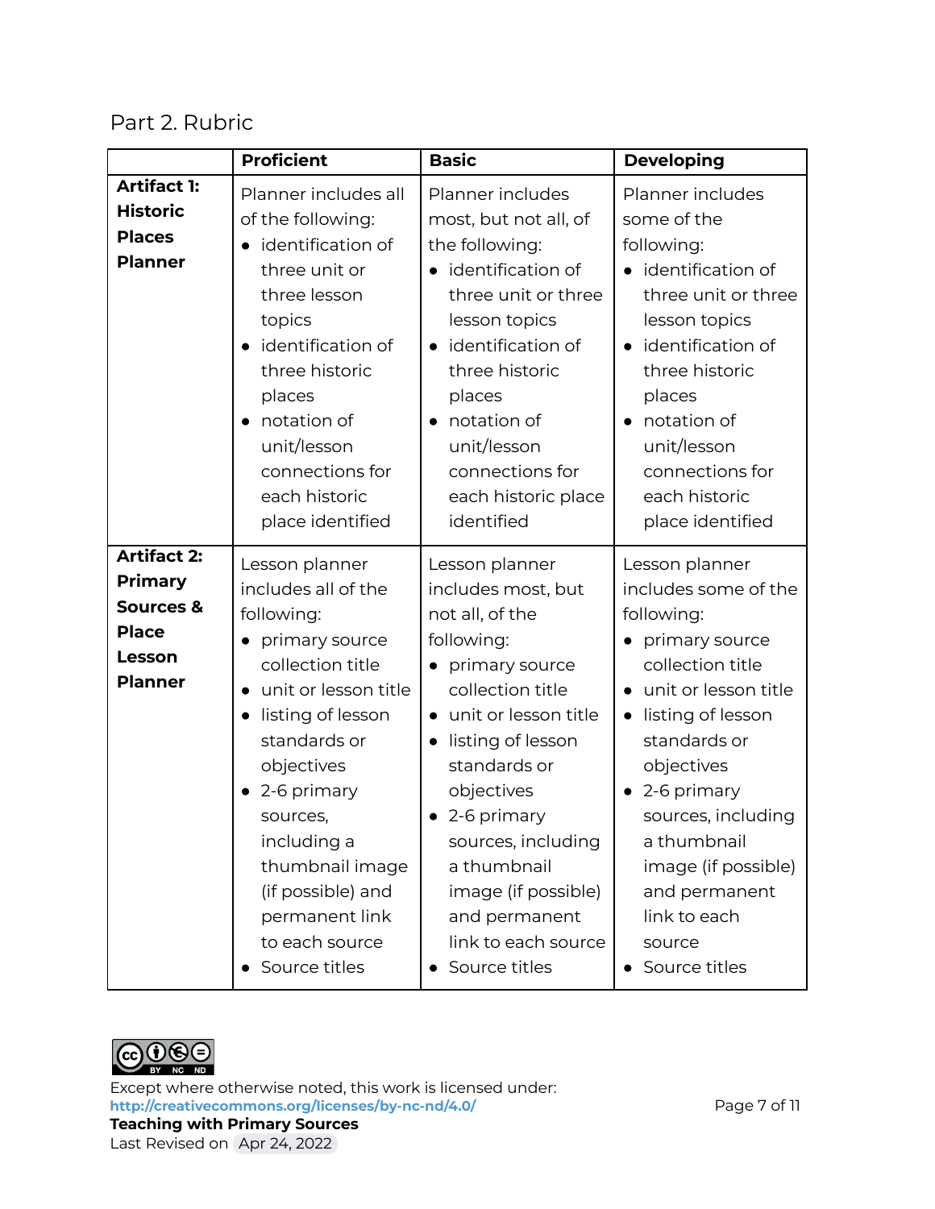## Part 2. Rubric

| | **Proficient** | **Basic** | **Developing** |
|---|---|---|---|
| **Artifact 1: Historic Places Planner** | Planner includes all of the following:<br>• identification of three unit or three lesson topics<br>• identification of three historic places<br>• notation of unit/lesson connections for each historic place identified | Planner includes most, but not all, of the following:<br>• identification of three unit or three lesson topics<br>• identification of three historic places<br>• notation of unit/lesson connections for each historic place identified | Planner includes some of the following:<br>• identification of three unit or three lesson topics<br>• identification of three historic places<br>• notation of unit/lesson connections for each historic place identified |
| **Artifact 2: Primary Sources & Place Lesson Planner** | Lesson planner includes all of the following:<br>• primary source collection title<br>• unit or lesson title<br>• listing of lesson standards or objectives<br>• 2-6 primary sources, including a thumbnail image (if possible) and permanent link to each source<br>• Source titles | Lesson planner includes most, but not all, of the following:<br>• primary source collection title<br>• unit or lesson title<br>• listing of lesson standards or objectives<br>• 2-6 primary sources, including a thumbnail image (if possible) and permanent link to each source<br>• Source titles | Lesson planner includes some of the following:<br>• primary source collection title<br>• unit or lesson title<br>• listing of lesson standards or objectives<br>• 2-6 primary sources, including a thumbnail image (if possible) and permanent link to each source<br>• Source titles |

Except where otherwise noted, this work is licensed under:
http://creativecommons.org/licenses/by-nc-nd/4.0/

**Teaching with Primary Sources**

Last Revised on Apr 24, 2022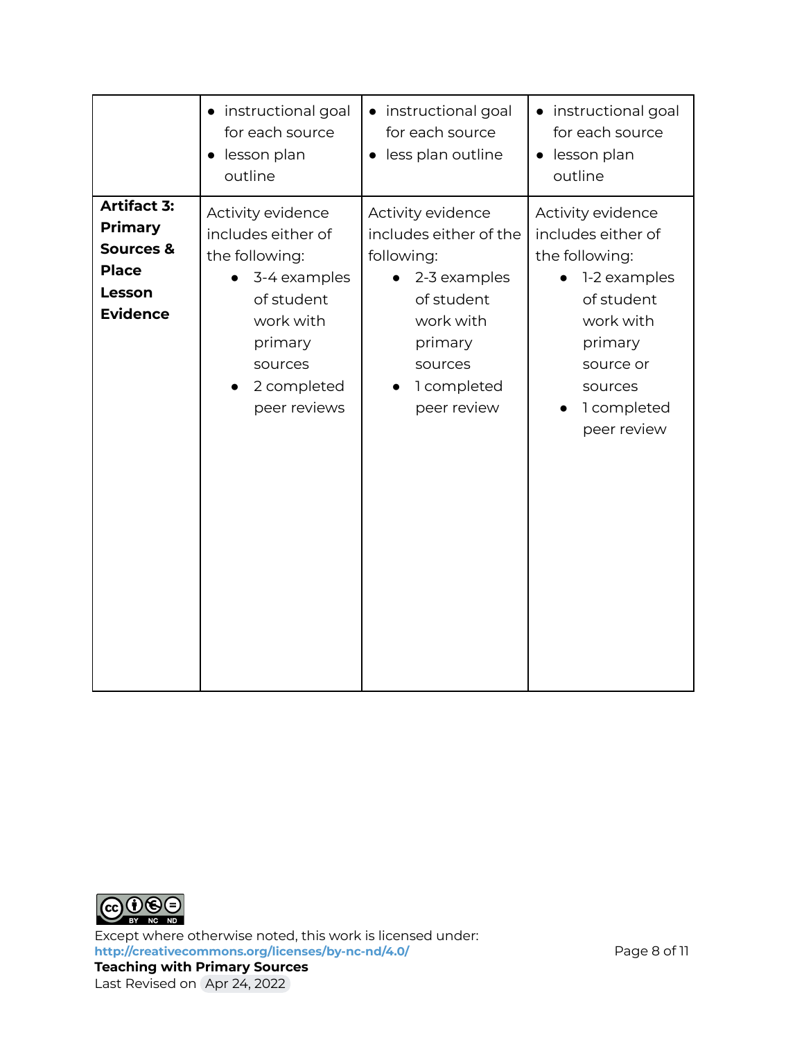| | | | |
|---|---|---|---|
| | • instructional goal for each source<br>• lesson plan outline | • instructional goal for each source<br>• less plan outline | • instructional goal for each source<br>• lesson plan outline |
| **Artifact 3: Primary Sources & Place Lesson Evidence** | Activity evidence includes either of the following:<br>• 3-4 examples of student work with primary sources<br>• 2 completed peer reviews | Activity evidence includes either of the following:<br>• 2-3 examples of student work with primary sources<br>• 1 completed peer review | Activity evidence includes either of the following:<br>• 1-2 examples of student work with primary source or sources<br>• 1 completed peer review |

Except where otherwise noted, this work is licensed under:
http://creativecommons.org/licenses/by-nc-nd/4.0/
**Teaching with Primary Sources**
Last Revised on Apr 24, 2022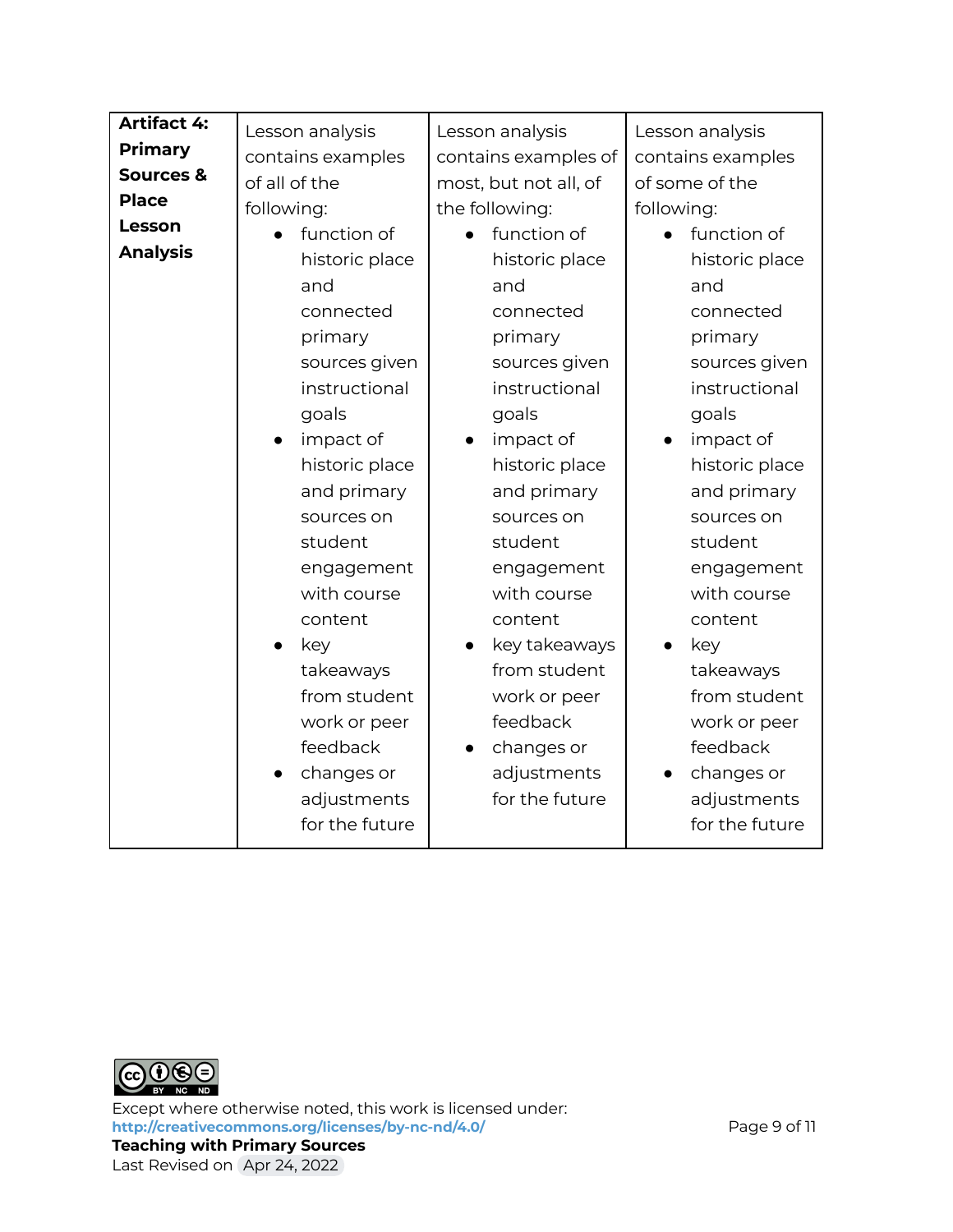| **Artifact 4: Primary Sources & Place Lesson Analysis** | Lesson analysis contains examples of all of the following:<br>• function of historic place and connected primary sources given instructional goals<br>• impact of historic place and primary sources on student engagement with course content<br>• key takeaways from student work or peer feedback<br>• changes or adjustments for the future | Lesson analysis contains examples of most, but not all, of the following:<br>• function of historic place and connected primary sources given instructional goals<br>• impact of historic place and primary sources on student engagement with course content<br>• key takeaways from student work or peer feedback<br>• changes or adjustments for the future | Lesson analysis contains examples of some of the following:<br>• function of historic place and connected primary sources given instructional goals<br>• impact of historic place and primary sources on student engagement with course content<br>• key takeaways from student work or peer feedback<br>• changes or adjustments for the future |
|---|---|---|---|

Except where otherwise noted, this work is licensed under:
http://creativecommons.org/licenses/by-nc-nd/4.0/
**Teaching with Primary Sources**
Last Revised on Apr 24, 2022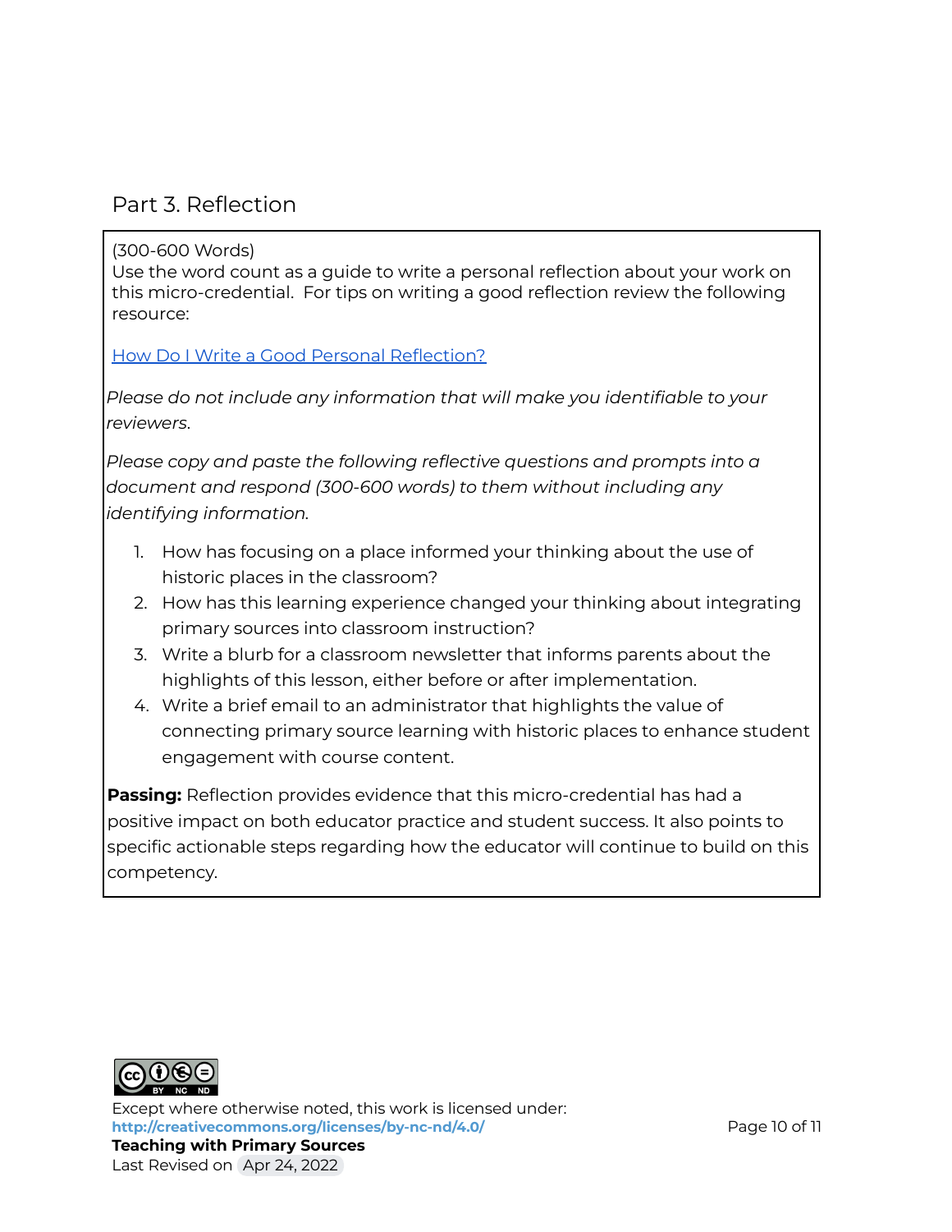## Part 3. Reflection

(300-600 Words)
Use the word count as a guide to write a personal reflection about your work on this micro-credential. For tips on writing a good reflection review the following resource:

[How Do I Write a Good Personal Reflection?](#)

*Please do not include any information that will make you identifiable to your reviewers.*

*Please copy and paste the following reflective questions and prompts into a document and respond (300-600 words) to them without including any identifying information.*

1. How has focusing on a place informed your thinking about the use of historic places in the classroom?
2. How has this learning experience changed your thinking about integrating primary sources into classroom instruction?
3. Write a blurb for a classroom newsletter that informs parents about the highlights of this lesson, either before or after implementation.
4. Write a brief email to an administrator that highlights the value of connecting primary source learning with historic places to enhance student engagement with course content.

**Passing:** Reflection provides evidence that this micro-credential has had a positive impact on both educator practice and student success. It also points to specific actionable steps regarding how the educator will continue to build on this competency.

Except where otherwise noted, this work is licensed under:
**http://creativecommons.org/licenses/by-nc-nd/4.0/**
**Teaching with Primary Sources**
Last Revised on Apr 24, 2022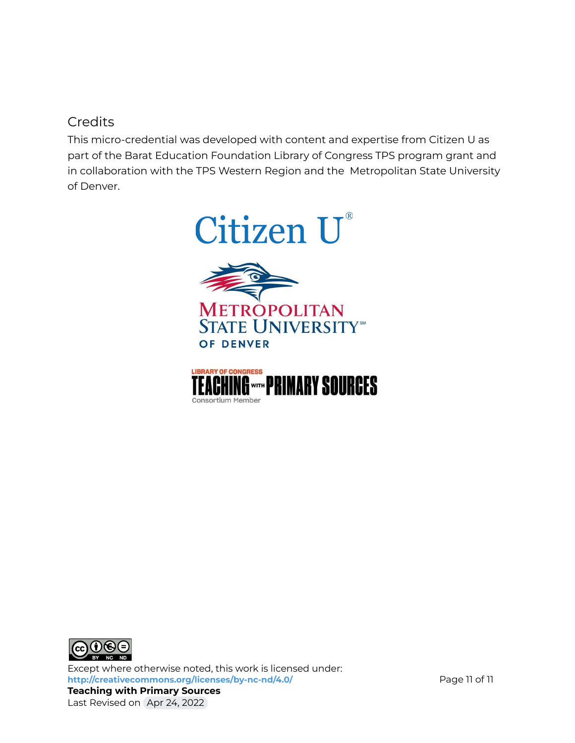## Credits

This micro-credential was developed with content and expertise from Citizen U as part of the Barat Education Foundation Library of Congress TPS program grant and in collaboration with the TPS Western Region and the Metropolitan State University of Denver.

Except where otherwise noted, this work is licensed under:
**http://creativecommons.org/licenses/by-nc-nd/4.0/**
**Teaching with Primary Sources**
Last Revised on Apr 24, 2022